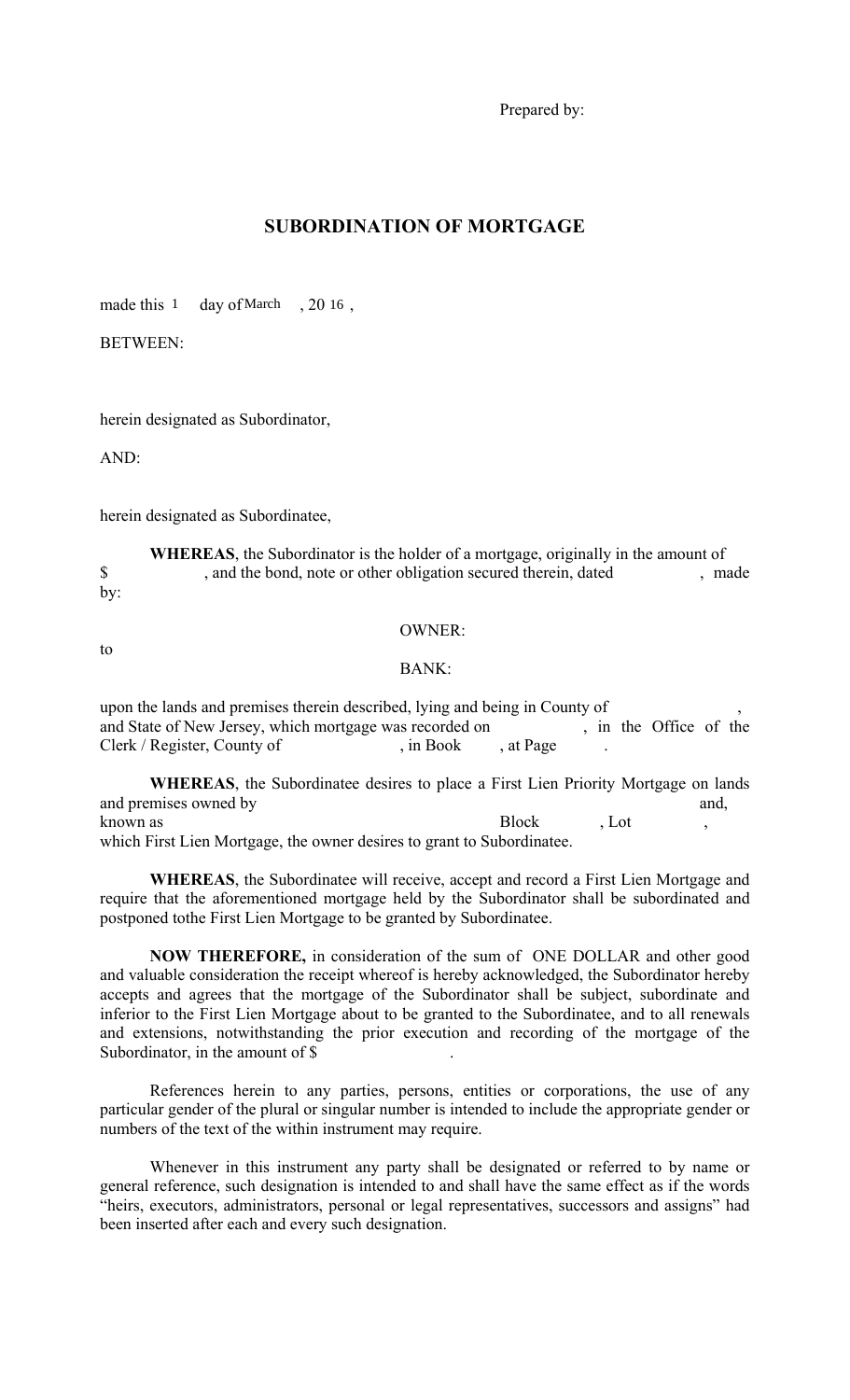Prepared by:

## SUBORDINATION OF MORTGAGE

made this 1 day of March , 20 16 ,

BETWEEN:

herein designated as Subordinator,

AND:

herein designated as Subordinatee,

**WHEREAS**, the Subordinator is the holder of a mortgage, originally in the amount of $ , and the bond, note or other obligation secured therein, dated , made by:

OWNER:

to

BANK:

upon the lands and premises therein described, lying and being in County of , and State of New Jersey, which mortgage was recorded on , in the Office of the Clerk / Register, County of , in Book , at Page .

**WHEREAS**, the Subordinatee desires to place a First Lien Priority Mortgage on lands and premises owned by and, known as Block , Lot , which First Lien Mortgage, the owner desires to grant to Subordinatee.

**WHEREAS**, the Subordinatee will receive, accept and record a First Lien Mortgage and require that the aforementioned mortgage held by the Subordinator shall be subordinated and postponed tothe First Lien Mortgage to be granted by Subordinatee.

**NOW THEREFORE,** in consideration of the sum of ONE DOLLAR and other good and valuable consideration the receipt whereof is hereby acknowledged, the Subordinator hereby accepts and agrees that the mortgage of the Subordinator shall be subject, subordinate and inferior to the First Lien Mortgage about to be granted to the Subordinatee, and to all renewals and extensions, notwithstanding the prior execution and recording of the mortgage of the Subordinator, in the amount of $ .

References herein to any parties, persons, entities or corporations, the use of any particular gender of the plural or singular number is intended to include the appropriate gender or numbers of the text of the within instrument may require.

Whenever in this instrument any party shall be designated or referred to by name or general reference, such designation is intended to and shall have the same effect as if the words "heirs, executors, administrators, personal or legal representatives, successors and assigns" had been inserted after each and every such designation.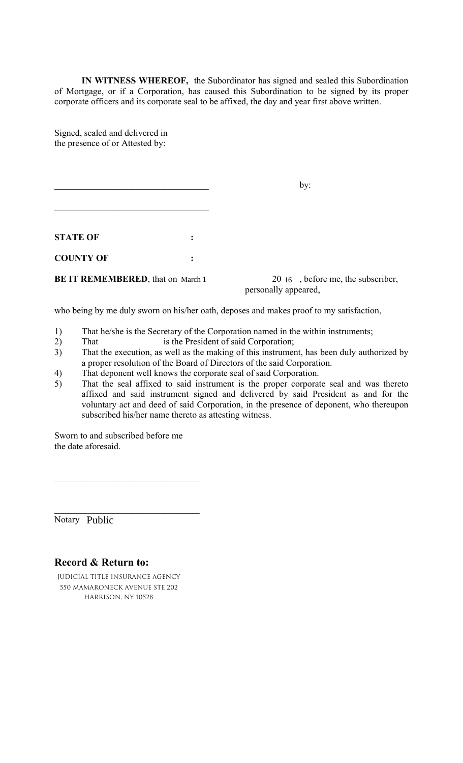**IN WITNESS WHEREOF,** the Subordinator has signed and sealed this Subordination of Mortgage, or if a Corporation, has caused this Subordination to be signed by its proper corporate officers and its corporate seal to be affixed, the day and year first above written.

Signed, sealed and delivered in
the present of or Attested by:

_________________________________ by:

_________________________________

**STATE OF** :

**COUNTY OF** :

**BE IT REMEMBERED**, that on March 1 20 16 , before me, the subscriber, personally appeared,

who being by me duly sworn on his/her oath, deposes and makes proof to my satisfaction,

1) That he/she is the Secretary of the Corporation named in the within instruments;
2) That is the President of said Corporation;
3) That the execution, as well as the making of this instrument, has been duly authorized by a proper resolution of the Board of Directors of the said Corporation.
4) That deponent well knows the corporate seal of said Corporation.
5) That the seal affixed to said instrument is the proper corporate seal and was thereto affixed and said instrument signed and delivered by said President as and for the voluntary act and deed of said Corporation, in the presence of deponent, who thereupon subscribed his/her name thereto as attesting witness.

Sworn to and subscribed before me
the date aforesaid.

_______________________________

_______________________________
Notary Public

## Record & Return to:

JUDICIAL TITLE INSURANCE AGENCY
550 MAMARONECK AVENUE STE 202
HARRISON, NY 10528